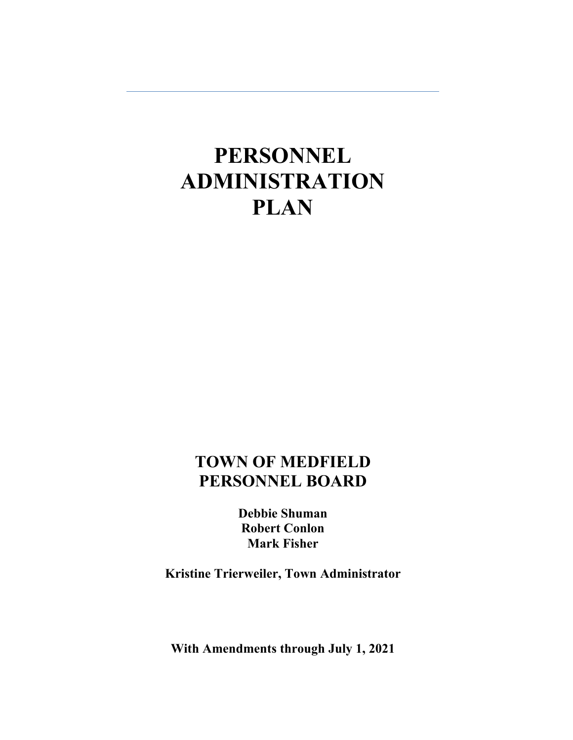---

# PERSONNEL ADMINISTRATION PLAN

## TOWN OF MEDFIELD PERSONNEL BOARD

**Debbie Shuman**
**Robert Conlon**
**Mark Fisher**

**Kristine Trierweiler, Town Administrator**

**With Amendments through July 1, 2021**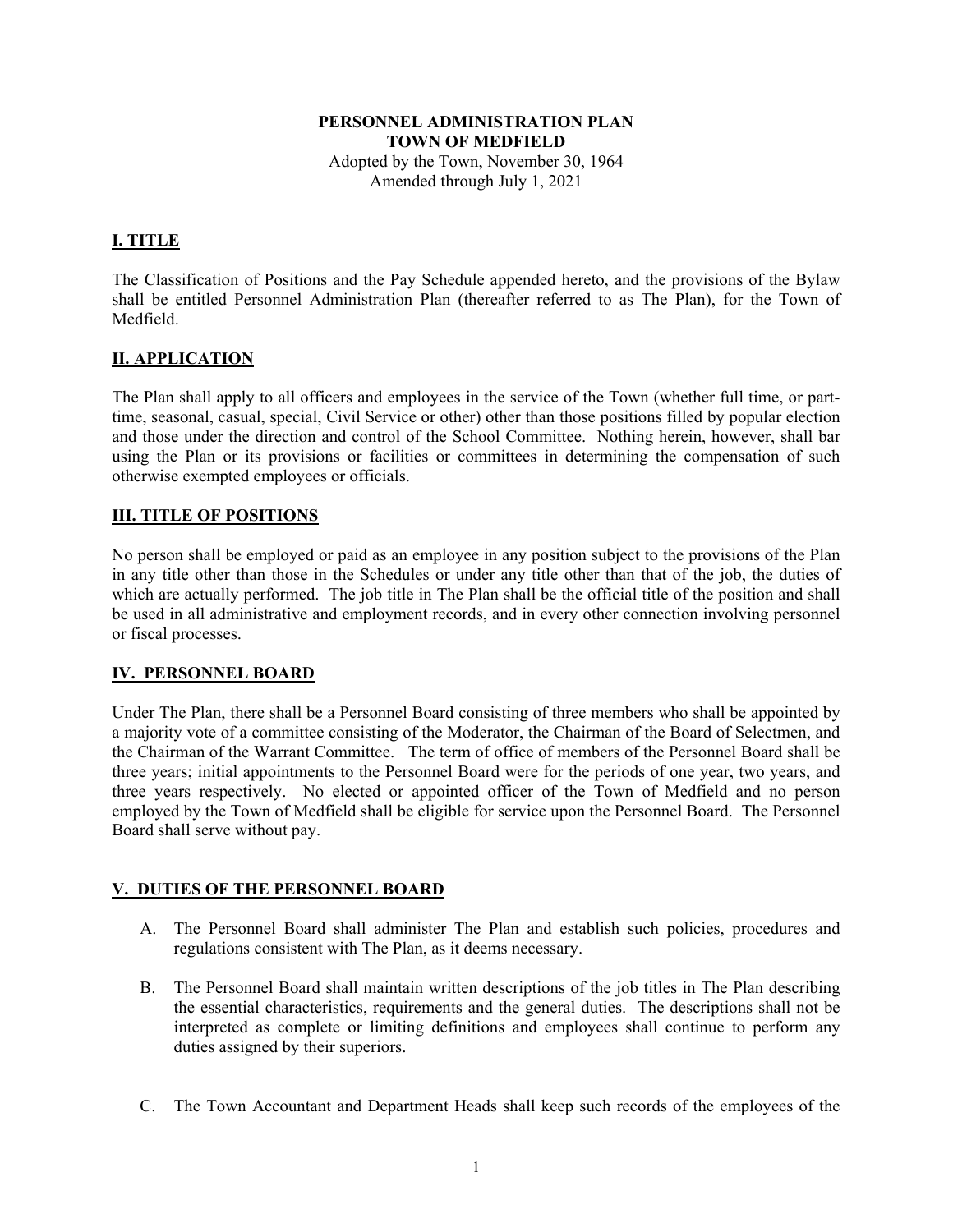**PERSONNEL ADMINISTRATION PLAN**
**TOWN OF MEDFIELD**
Adopted by the Town, November 30, 1964
Amended through July 1, 2021

## I. TITLE

The Classification of Positions and the Pay Schedule appended hereto, and the provisions of the Bylaw shall be entitled Personnel Administration Plan (thereafter referred to as The Plan), for the Town of Medfield.

## II. APPLICATION

The Plan shall apply to all officers and employees in the service of the Town (whether full time, or part-time, seasonal, casual, special, Civil Service or other) other than those positions filled by popular election and those under the direction and control of the School Committee. Nothing herein, however, shall bar using the Plan or its provisions or facilities or committees in determining the compensation of such otherwise exempted employees or officials.

## III. TITLE OF POSITIONS

No person shall be employed or paid as an employee in any position subject to the provisions of the Plan in any title other than those in the Schedules or under any title other than that of the job, the duties of which are actually performed. The job title in The Plan shall be the official title of the position and shall be used in all administrative and employment records, and in every other connection involving personnel or fiscal processes.

## IV. PERSONNEL BOARD

Under The Plan, there shall be a Personnel Board consisting of three members who shall be appointed by a majority vote of a committee consisting of the Moderator, the Chairman of the Board of Selectmen, and the Chairman of the Warrant Committee. The term of office of members of the Personnel Board shall be three years; initial appointments to the Personnel Board were for the periods of one year, two years, and three years respectively. No elected or appointed officer of the Town of Medfield and no person employed by the Town of Medfield shall be eligible for service upon the Personnel Board. The Personnel Board shall serve without pay.

## V. DUTIES OF THE PERSONNEL BOARD

A. The Personnel Board shall administer The Plan and establish such policies, procedures and regulations consistent with The Plan, as it deems necessary.

B. The Personnel Board shall maintain written descriptions of the job titles in The Plan describing the essential characteristics, requirements and the general duties. The descriptions shall not be interpreted as complete or limiting definitions and employees shall continue to perform any duties assigned by their superiors.

C. The Town Accountant and Department Heads shall keep such records of the employees of the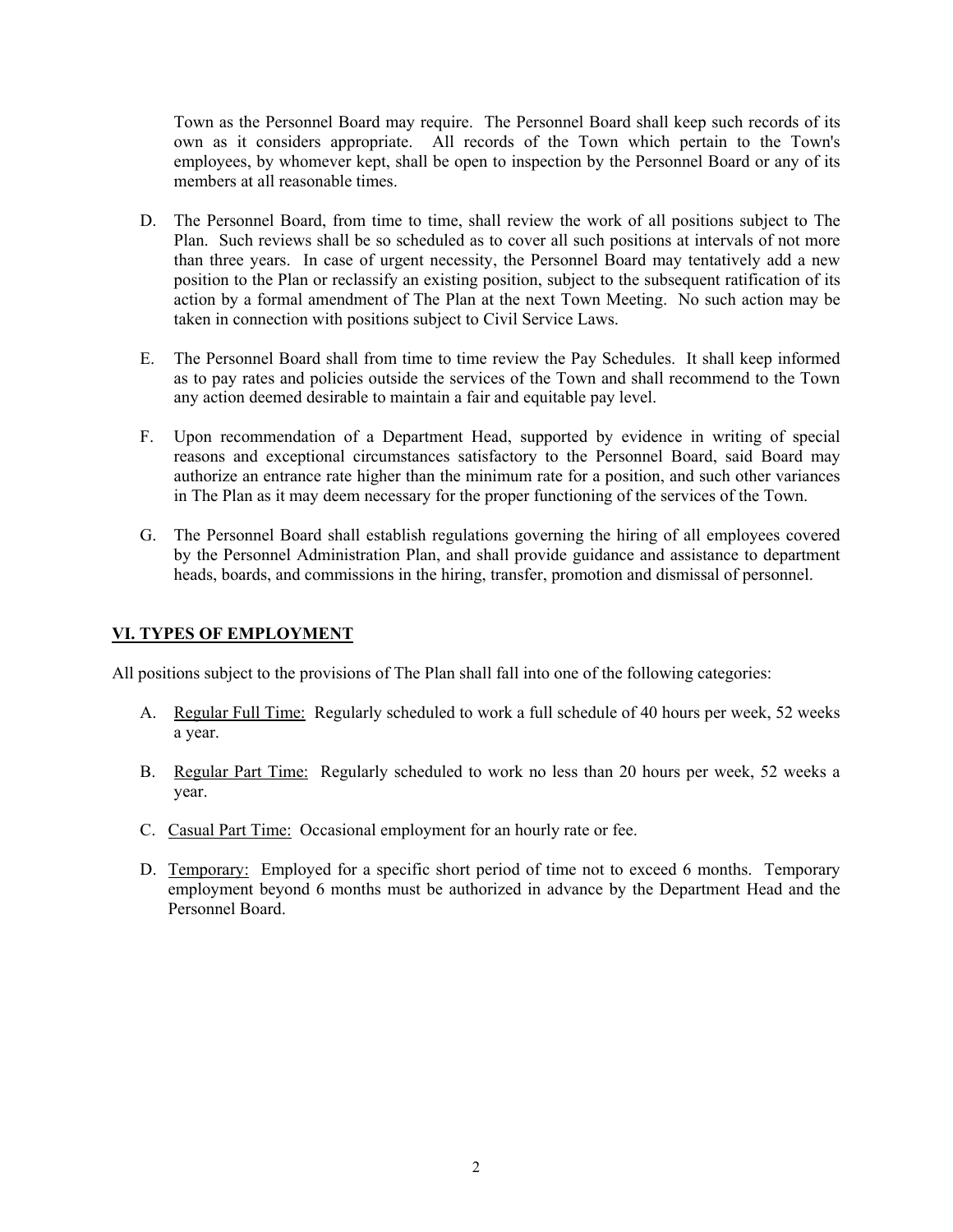Town as the Personnel Board may require. The Personnel Board shall keep such records of its own as it considers appropriate. All records of the Town which pertain to the Town's employees, by whomever kept, shall be open to inspection by the Personnel Board or any of its members at all reasonable times.

D. The Personnel Board, from time to time, shall review the work of all positions subject to The Plan. Such reviews shall be so scheduled as to cover all such positions at intervals of not more than three years. In case of urgent necessity, the Personnel Board may tentatively add a new position to the Plan or reclassify an existing position, subject to the subsequent ratification of its action by a formal amendment of The Plan at the next Town Meeting. No such action may be taken in connection with positions subject to Civil Service Laws.

E. The Personnel Board shall from time to time review the Pay Schedules. It shall keep informed as to pay rates and policies outside the services of the Town and shall recommend to the Town any action deemed desirable to maintain a fair and equitable pay level.

F. Upon recommendation of a Department Head, supported by evidence in writing of special reasons and exceptional circumstances satisfactory to the Personnel Board, said Board may authorize an entrance rate higher than the minimum rate for a position, and such other variances in The Plan as it may deem necessary for the proper functioning of the services of the Town.

G. The Personnel Board shall establish regulations governing the hiring of all employees covered by the Personnel Administration Plan, and shall provide guidance and assistance to department heads, boards, and commissions in the hiring, transfer, promotion and dismissal of personnel.

## VI. TYPES OF EMPLOYMENT

All positions subject to the provisions of The Plan shall fall into one of the following categories:

A. Regular Full Time: Regularly scheduled to work a full schedule of 40 hours per week, 52 weeks a year.

B. Regular Part Time: Regularly scheduled to work no less than 20 hours per week, 52 weeks a year.

C. Casual Part Time: Occasional employment for an hourly rate or fee.

D. Temporary: Employed for a specific short period of time not to exceed 6 months. Temporary employment beyond 6 months must be authorized in advance by the Department Head and the Personnel Board.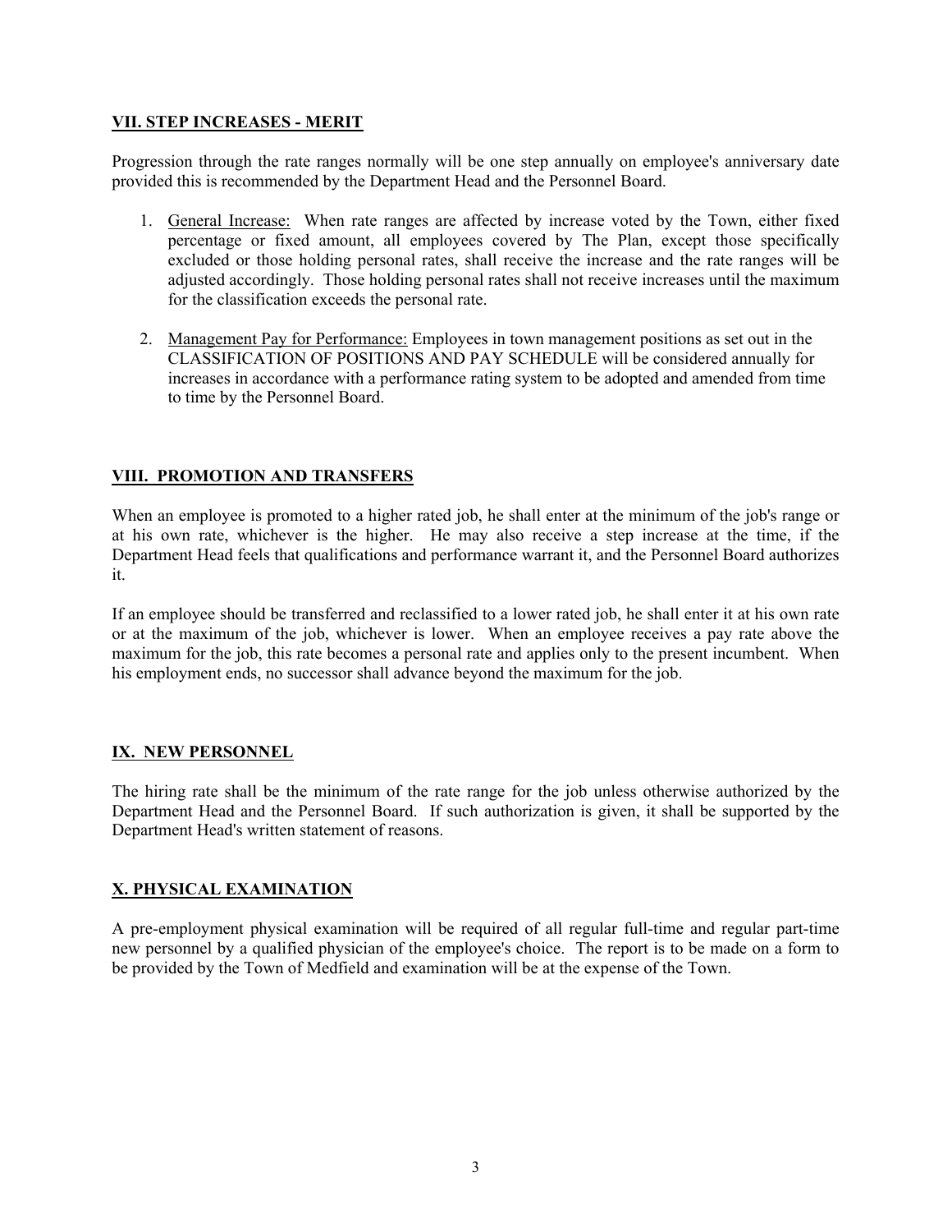## VII. STEP INCREASES - MERIT

Progression through the rate ranges normally will be one step annually on employee's anniversary date provided this is recommended by the Department Head and the Personnel Board.

1. General Increase: When rate ranges are affected by increase voted by the Town, either fixed percentage or fixed amount, all employees covered by The Plan, except those specifically excluded or those holding personal rates, shall receive the increase and the rate ranges will be adjusted accordingly. Those holding personal rates shall not receive increases until the maximum for the classification exceeds the personal rate.

2. Management Pay for Performance: Employees in town management positions as set out in the CLASSIFICATION OF POSITIONS AND PAY SCHEDULE will be considered annually for increases in accordance with a performance rating system to be adopted and amended from time to time by the Personnel Board.

## VIII. PROMOTION AND TRANSFERS

When an employee is promoted to a higher rated job, he shall enter at the minimum of the job's range or at his own rate, whichever is the higher. He may also receive a step increase at the time, if the Department Head feels that qualifications and performance warrant it, and the Personnel Board authorizes it.

If an employee should be transferred and reclassified to a lower rated job, he shall enter it at his own rate or at the maximum of the job, whichever is lower. When an employee receives a pay rate above the maximum for the job, this rate becomes a personal rate and applies only to the present incumbent. When his employment ends, no successor shall advance beyond the maximum for the job.

## IX. NEW PERSONNEL

The hiring rate shall be the minimum of the rate range for the job unless otherwise authorized by the Department Head and the Personnel Board. If such authorization is given, it shall be supported by the Department Head's written statement of reasons.

## X. PHYSICAL EXAMINATION

A pre-employment physical examination will be required of all regular full-time and regular part-time new personnel by a qualified physician of the employee's choice. The report is to be made on a form to be provided by the Town of Medfield and examination will be at the expense of the Town.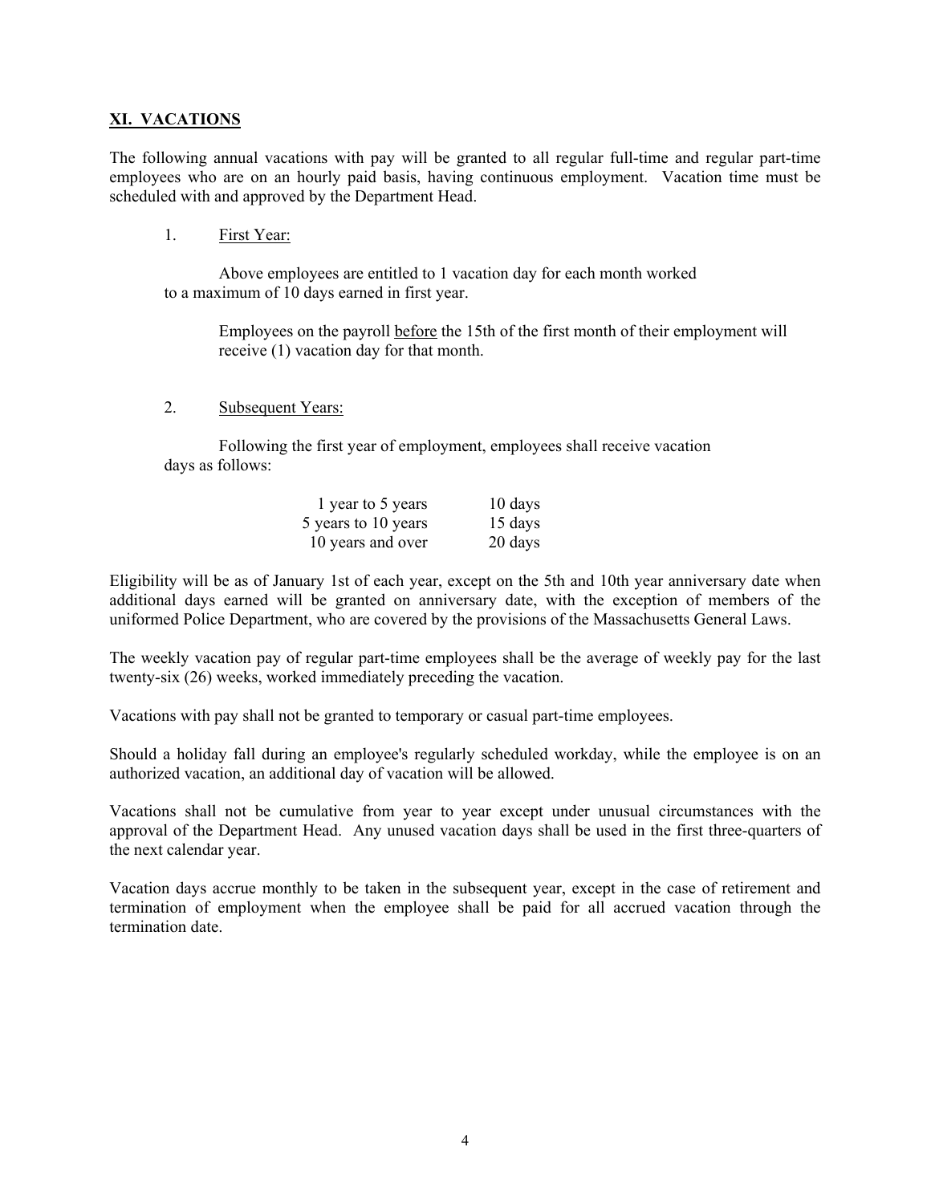## XI. VACATIONS

The following annual vacations with pay will be granted to all regular full-time and regular part-time employees who are on an hourly paid basis, having continuous employment. Vacation time must be scheduled with and approved by the Department Head.

1. First Year:

   Above employees are entitled to 1 vacation day for each month worked to a maximum of 10 days earned in first year.

   Employees on the payroll before the 15th of the first month of their employment will receive (1) vacation day for that month.

2. Subsequent Years:

   Following the first year of employment, employees shall receive vacation days as follows:

| | |
|---|---|
| 1 year to 5 years | 10 days |
| 5 years to 10 years | 15 days |
| 10 years and over | 20 days |

Eligibility will be as of January 1st of each year, except on the 5th and 10th year anniversary date when additional days earned will be granted on anniversary date, with the exception of members of the uniformed Police Department, who are covered by the provisions of the Massachusetts General Laws.

The weekly vacation pay of regular part-time employees shall be the average of weekly pay for the last twenty-six (26) weeks, worked immediately preceding the vacation.

Vacations with pay shall not be granted to temporary or casual part-time employees.

Should a holiday fall during an employee's regularly scheduled workday, while the employee is on an authorized vacation, an additional day of vacation will be allowed.

Vacations shall not be cumulative from year to year except under unusual circumstances with the approval of the Department Head. Any unused vacation days shall be used in the first three-quarters of the next calendar year.

Vacation days accrue monthly to be taken in the subsequent year, except in the case of retirement and termination of employment when the employee shall be paid for all accrued vacation through the termination date.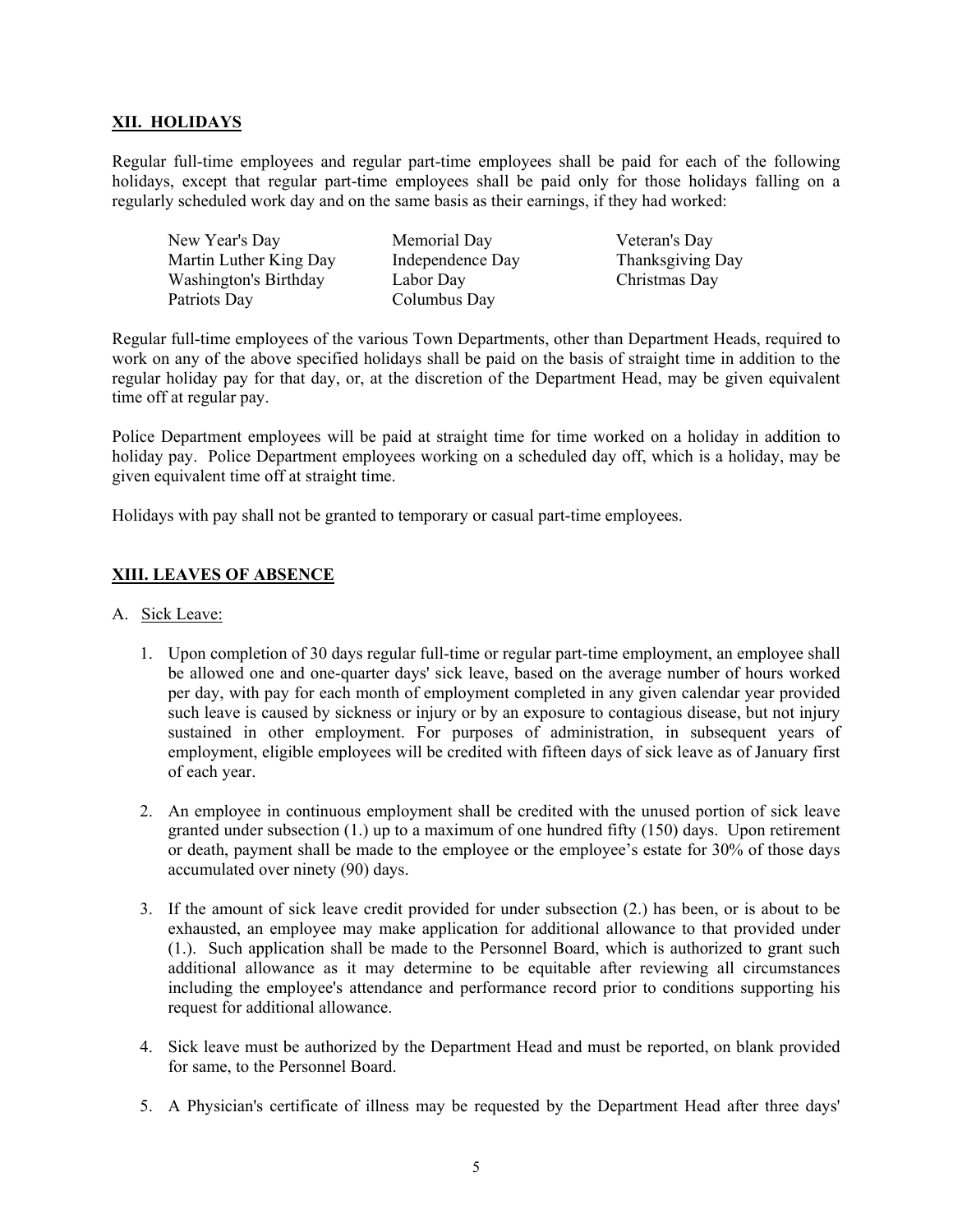## XII. HOLIDAYS

Regular full-time employees and regular part-time employees shall be paid for each of the following holidays, except that regular part-time employees shall be paid only for those holidays falling on a regularly scheduled work day and on the same basis as their earnings, if they had worked:

| | | |
|---|---|---|
| New Year's Day | Memorial Day | Veteran's Day |
| Martin Luther King Day | Independence Day | Thanksgiving Day |
| Washington's Birthday | Labor Day | Christmas Day |
| Patriots Day | Columbus Day | |

Regular full-time employees of the various Town Departments, other than Department Heads, required to work on any of the above specified holidays shall be paid on the basis of straight time in addition to the regular holiday pay for that day, or, at the discretion of the Department Head, may be given equivalent time off at regular pay.

Police Department employees will be paid at straight time for time worked on a holiday in addition to holiday pay. Police Department employees working on a scheduled day off, which is a holiday, may be given equivalent time off at straight time.

Holidays with pay shall not be granted to temporary or casual part-time employees.

## XIII. LEAVES OF ABSENCE

A. Sick Leave:

1. Upon completion of 30 days regular full-time or regular part-time employment, an employee shall be allowed one and one-quarter days' sick leave, based on the average number of hours worked per day, with pay for each month of employment completed in any given calendar year provided such leave is caused by sickness or injury or by an exposure to contagious disease, but not injury sustained in other employment. For purposes of administration, in subsequent years of employment, eligible employees will be credited with fifteen days of sick leave as of January first of each year.

2. An employee in continuous employment shall be credited with the unused portion of sick leave granted under subsection (1.) up to a maximum of one hundred fifty (150) days. Upon retirement or death, payment shall be made to the employee or the employee's estate for 30% of those days accumulated over ninety (90) days.

3. If the amount of sick leave credit provided for under subsection (2.) has been, or is about to be exhausted, an employee may make application for additional allowance to that provided under (1.). Such application shall be made to the Personnel Board, which is authorized to grant such additional allowance as it may determine to be equitable after reviewing all circumstances including the employee's attendance and performance record prior to conditions supporting his request for additional allowance.

4. Sick leave must be authorized by the Department Head and must be reported, on blank provided for same, to the Personnel Board.

5. A Physician's certificate of illness may be requested by the Department Head after three days'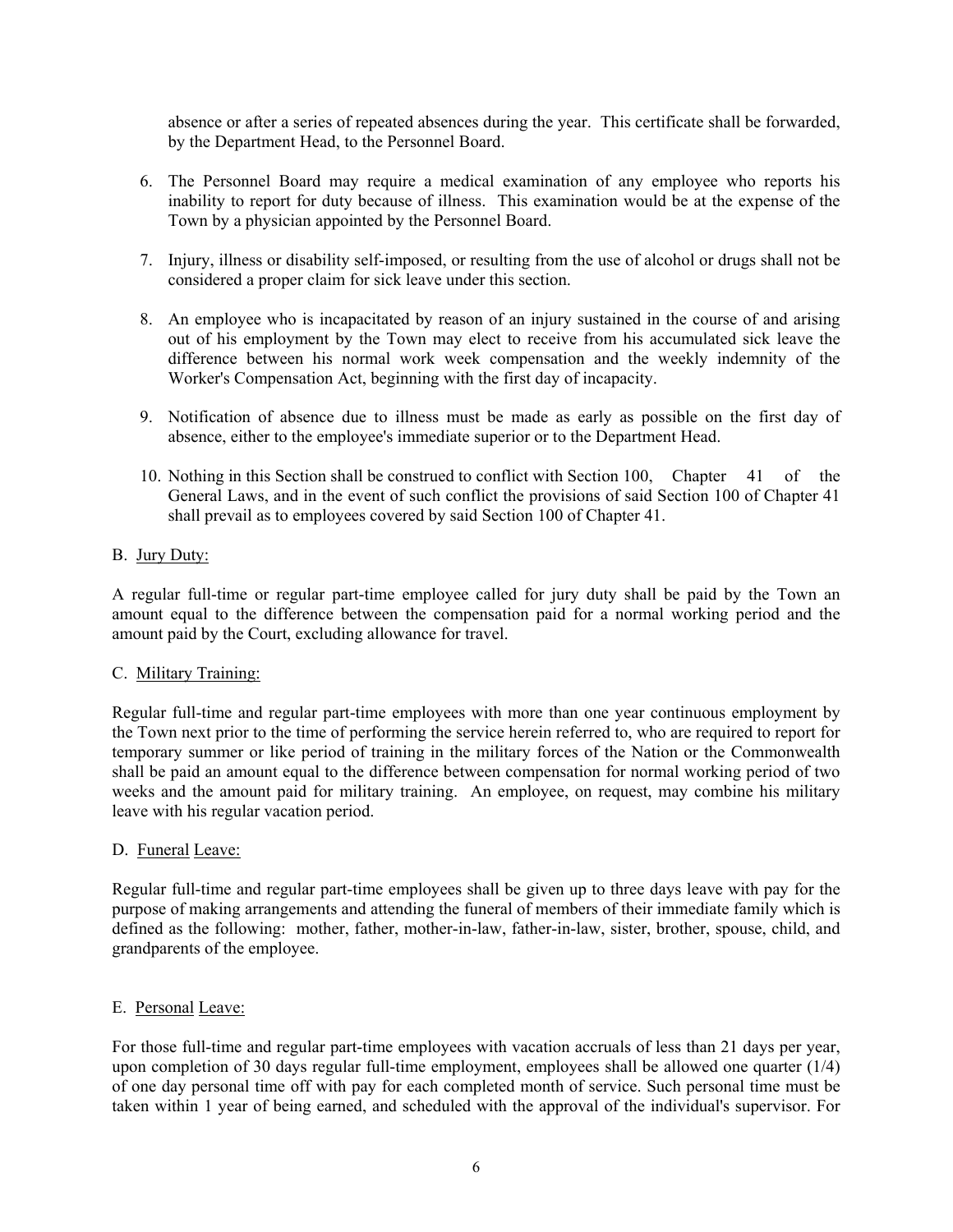absence or after a series of repeated absences during the year. This certificate shall be forwarded, by the Department Head, to the Personnel Board.

6. The Personnel Board may require a medical examination of any employee who reports his inability to report for duty because of illness. This examination would be at the expense of the Town by a physician appointed by the Personnel Board.

7. Injury, illness or disability self-imposed, or resulting from the use of alcohol or drugs shall not be considered a proper claim for sick leave under this section.

8. An employee who is incapacitated by reason of an injury sustained in the course of and arising out of his employment by the Town may elect to receive from his accumulated sick leave the difference between his normal work week compensation and the weekly indemnity of the Worker's Compensation Act, beginning with the first day of incapacity.

9. Notification of absence due to illness must be made as early as possible on the first day of absence, either to the employee's immediate superior or to the Department Head.

10. Nothing in this Section shall be construed to conflict with Section 100, Chapter 41 of the General Laws, and in the event of such conflict the provisions of said Section 100 of Chapter 41 shall prevail as to employees covered by said Section 100 of Chapter 41.

B. Jury Duty:

A regular full-time or regular part-time employee called for jury duty shall be paid by the Town an amount equal to the difference between the compensation paid for a normal working period and the amount paid by the Court, excluding allowance for travel.

C. Military Training:

Regular full-time and regular part-time employees with more than one year continuous employment by the Town next prior to the time of performing the service herein referred to, who are required to report for temporary summer or like period of training in the military forces of the Nation or the Commonwealth shall be paid an amount equal to the difference between compensation for normal working period of two weeks and the amount paid for military training. An employee, on request, may combine his military leave with his regular vacation period.

D. Funeral Leave:

Regular full-time and regular part-time employees shall be given up to three days leave with pay for the purpose of making arrangements and attending the funeral of members of their immediate family which is defined as the following: mother, father, mother-in-law, father-in-law, sister, brother, spouse, child, and grandparents of the employee.

E. Personal Leave:

For those full-time and regular part-time employees with vacation accruals of less than 21 days per year, upon completion of 30 days regular full-time employment, employees shall be allowed one quarter (1/4) of one day personal time off with pay for each completed month of service. Such personal time must be taken within 1 year of being earned, and scheduled with the approval of the individual's supervisor. For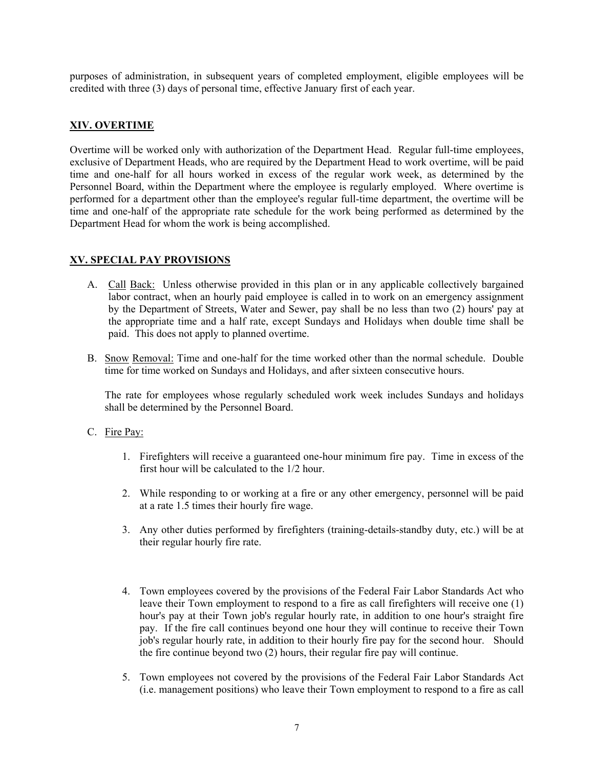purposes of administration, in subsequent years of completed employment, eligible employees will be credited with three (3) days of personal time, effective January first of each year.

## XIV. OVERTIME

Overtime will be worked only with authorization of the Department Head. Regular full-time employees, exclusive of Department Heads, who are required by the Department Head to work overtime, will be paid time and one-half for all hours worked in excess of the regular work week, as determined by the Personnel Board, within the Department where the employee is regularly employed. Where overtime is performed for a department other than the employee's regular full-time department, the overtime will be time and one-half of the appropriate rate schedule for the work being performed as determined by the Department Head for whom the work is being accomplished.

## XV. SPECIAL PAY PROVISIONS

A. Call Back: Unless otherwise provided in this plan or in any applicable collectively bargained labor contract, when an hourly paid employee is called in to work on an emergency assignment by the Department of Streets, Water and Sewer, pay shall be no less than two (2) hours' pay at the appropriate time and a half rate, except Sundays and Holidays when double time shall be paid. This does not apply to planned overtime.

B. Snow Removal: Time and one-half for the time worked other than the normal schedule. Double time for time worked on Sundays and Holidays, and after sixteen consecutive hours.

   The rate for employees whose regularly scheduled work week includes Sundays and holidays shall be determined by the Personnel Board.

C. Fire Pay:

   1. Firefighters will receive a guaranteed one-hour minimum fire pay. Time in excess of the first hour will be calculated to the 1/2 hour.

   2. While responding to or working at a fire or any other emergency, personnel will be paid at a rate 1.5 times their hourly fire wage.

   3. Any other duties performed by firefighters (training-details-standby duty, etc.) will be at their regular hourly fire rate.

   4. Town employees covered by the provisions of the Federal Fair Labor Standards Act who leave their Town employment to respond to a fire as call firefighters will receive one (1) hour's pay at their Town job's regular hourly rate, in addition to one hour's straight fire pay. If the fire call continues beyond one hour they will continue to receive their Town job's regular hourly rate, in addition to their hourly fire pay for the second hour. Should the fire continue beyond two (2) hours, their regular fire pay will continue.

   5. Town employees not covered by the provisions of the Federal Fair Labor Standards Act (i.e. management positions) who leave their Town employment to respond to a fire as call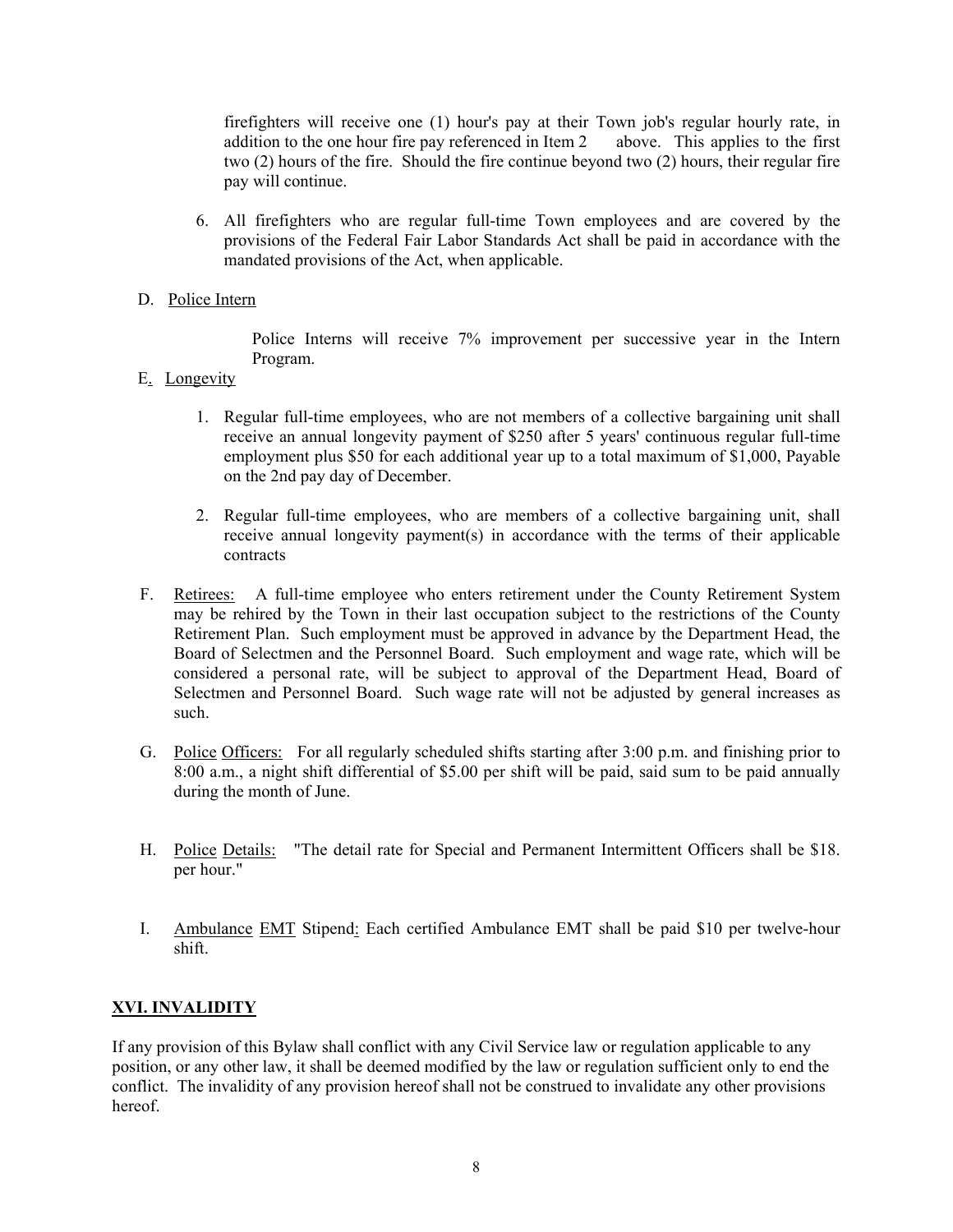firefighters will receive one (1) hour's pay at their Town job's regular hourly rate, in addition to the one hour fire pay referenced in Item 2 above. This applies to the first two (2) hours of the fire. Should the fire continue beyond two (2) hours, their regular fire pay will continue.

6. All firefighters who are regular full-time Town employees and are covered by the provisions of the Federal Fair Labor Standards Act shall be paid in accordance with the mandated provisions of the Act, when applicable.

D. Police Intern

Police Interns will receive 7% improvement per successive year in the Intern Program.

E. Longevity

1. Regular full-time employees, who are not members of a collective bargaining unit shall receive an annual longevity payment of $250 after 5 years' continuous regular full-time employment plus $50 for each additional year up to a total maximum of $1,000, Payable on the 2nd pay day of December.

2. Regular full-time employees, who are members of a collective bargaining unit, shall receive annual longevity payment(s) in accordance with the terms of their applicable contracts

F. Retirees: A full-time employee who enters retirement under the County Retirement System may be rehired by the Town in their last occupation subject to the restrictions of the County Retirement Plan. Such employment must be approved in advance by the Department Head, the Board of Selectmen and the Personnel Board. Such employment and wage rate, which will be considered a personal rate, will be subject to approval of the Department Head, Board of Selectmen and Personnel Board. Such wage rate will not be adjusted by general increases as such.

G. Police Officers: For all regularly scheduled shifts starting after 3:00 p.m. and finishing prior to 8:00 a.m., a night shift differential of $5.00 per shift will be paid, said sum to be paid annually during the month of June.

H. Police Details: "The detail rate for Special and Permanent Intermittent Officers shall be $18. per hour."

I. Ambulance EMT Stipend: Each certified Ambulance EMT shall be paid $10 per twelve-hour shift.

## XVI. INVALIDITY

If any provision of this Bylaw shall conflict with any Civil Service law or regulation applicable to any position, or any other law, it shall be deemed modified by the law or regulation sufficient only to end the conflict. The invalidity of any provision hereof shall not be construed to invalidate any other provisions hereof.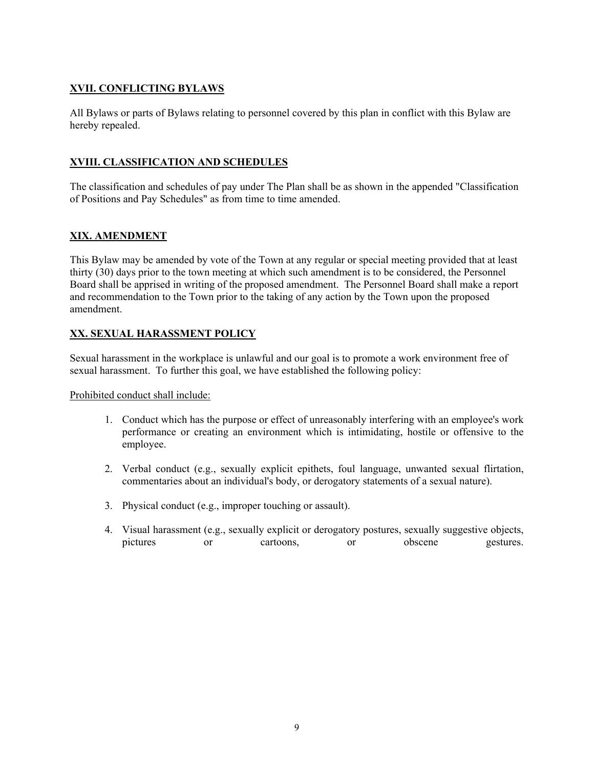## XVII. CONFLICTING BYLAWS

All Bylaws or parts of Bylaws relating to personnel covered by this plan in conflict with this Bylaw are hereby repealed.

## XVIII. CLASSIFICATION AND SCHEDULES

The classification and schedules of pay under The Plan shall be as shown in the appended "Classification of Positions and Pay Schedules" as from time to time amended.

## XIX. AMENDMENT

This Bylaw may be amended by vote of the Town at any regular or special meeting provided that at least thirty (30) days prior to the town meeting at which such amendment is to be considered, the Personnel Board shall be apprised in writing of the proposed amendment. The Personnel Board shall make a report and recommendation to the Town prior to the taking of any action by the Town upon the proposed amendment.

## XX. SEXUAL HARASSMENT POLICY

Sexual harassment in the workplace is unlawful and our goal is to promote a work environment free of sexual harassment. To further this goal, we have established the following policy:

Prohibited conduct shall include:

1. Conduct which has the purpose or effect of unreasonably interfering with an employee's work performance or creating an environment which is intimidating, hostile or offensive to the employee.

2. Verbal conduct (e.g., sexually explicit epithets, foul language, unwanted sexual flirtation, commentaries about an individual's body, or derogatory statements of a sexual nature).

3. Physical conduct (e.g., improper touching or assault).

4. Visual harassment (e.g., sexually explicit or derogatory postures, sexually suggestive objects, pictures or cartoons, or obscene gestures.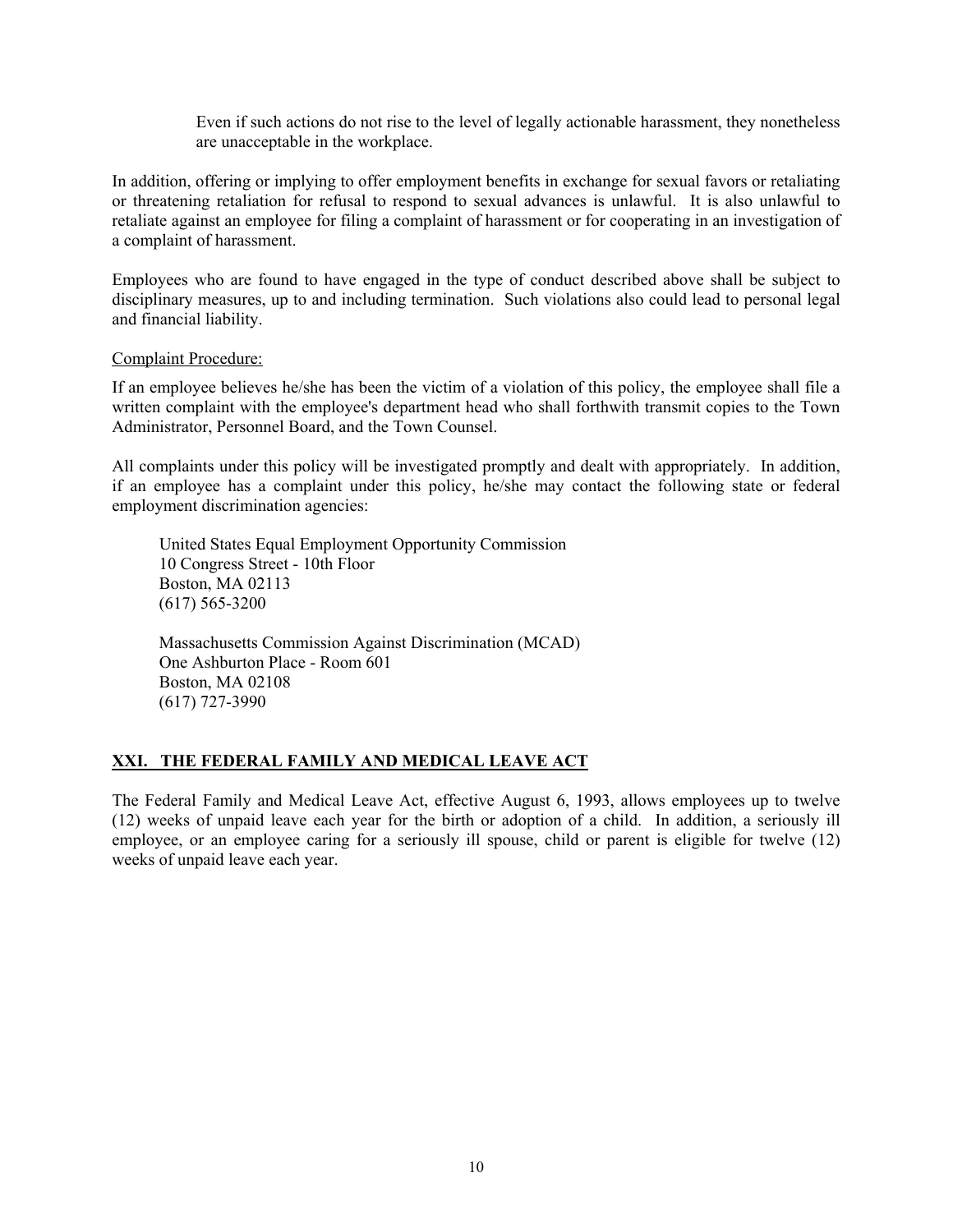Even if such actions do not rise to the level of legally actionable harassment, they nonetheless are unacceptable in the workplace.

In addition, offering or implying to offer employment benefits in exchange for sexual favors or retaliating or threatening retaliation for refusal to respond to sexual advances is unlawful. It is also unlawful to retaliate against an employee for filing a complaint of harassment or for cooperating in an investigation of a complaint of harassment.

Employees who are found to have engaged in the type of conduct described above shall be subject to disciplinary measures, up to and including termination. Such violations also could lead to personal legal and financial liability.

Complaint Procedure:

If an employee believes he/she has been the victim of a violation of this policy, the employee shall file a written complaint with the employee's department head who shall forthwith transmit copies to the Town Administrator, Personnel Board, and the Town Counsel.

All complaints under this policy will be investigated promptly and dealt with appropriately. In addition, if an employee has a complaint under this policy, he/she may contact the following state or federal employment discrimination agencies:

United States Equal Employment Opportunity Commission  
10 Congress Street - 10th Floor  
Boston, MA 02113  
(617) 565-3200

Massachusetts Commission Against Discrimination (MCAD)  
One Ashburton Place - Room 601  
Boston, MA 02108  
(617) 727-3990

## XXI. THE FEDERAL FAMILY AND MEDICAL LEAVE ACT

The Federal Family and Medical Leave Act, effective August 6, 1993, allows employees up to twelve (12) weeks of unpaid leave each year for the birth or adoption of a child. In addition, a seriously ill employee, or an employee caring for a seriously ill spouse, child or parent is eligible for twelve (12) weeks of unpaid leave each year.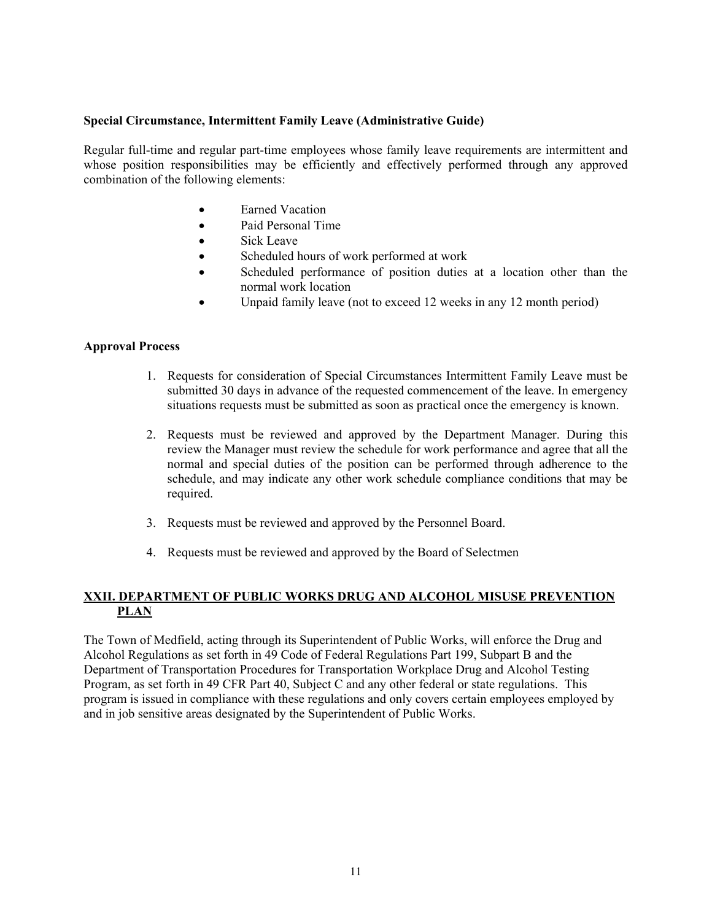**Special Circumstance, Intermittent Family Leave (Administrative Guide)**

Regular full-time and regular part-time employees whose family leave requirements are intermittent and whose position responsibilities may be efficiently and effectively performed through any approved combination of the following elements:

- Earned Vacation
- Paid Personal Time
- Sick Leave
- Scheduled hours of work performed at work
- Scheduled performance of position duties at a location other than the normal work location
- Unpaid family leave (not to exceed 12 weeks in any 12 month period)

**Approval Process**

1. Requests for consideration of Special Circumstances Intermittent Family Leave must be submitted 30 days in advance of the requested commencement of the leave. In emergency situations requests must be submitted as soon as practical once the emergency is known.

2. Requests must be reviewed and approved by the Department Manager. During this review the Manager must review the schedule for work performance and agree that all the normal and special duties of the position can be performed through adherence to the schedule, and may indicate any other work schedule compliance conditions that may be required.

3. Requests must be reviewed and approved by the Personnel Board.

4. Requests must be reviewed and approved by the Board of Selectmen

## XXII. DEPARTMENT OF PUBLIC WORKS DRUG AND ALCOHOL MISUSE PREVENTION PLAN

The Town of Medfield, acting through its Superintendent of Public Works, will enforce the Drug and Alcohol Regulations as set forth in 49 Code of Federal Regulations Part 199, Subpart B and the Department of Transportation Procedures for Transportation Workplace Drug and Alcohol Testing Program, as set forth in 49 CFR Part 40, Subject C and any other federal or state regulations. This program is issued in compliance with these regulations and only covers certain employees employed by and in job sensitive areas designated by the Superintendent of Public Works.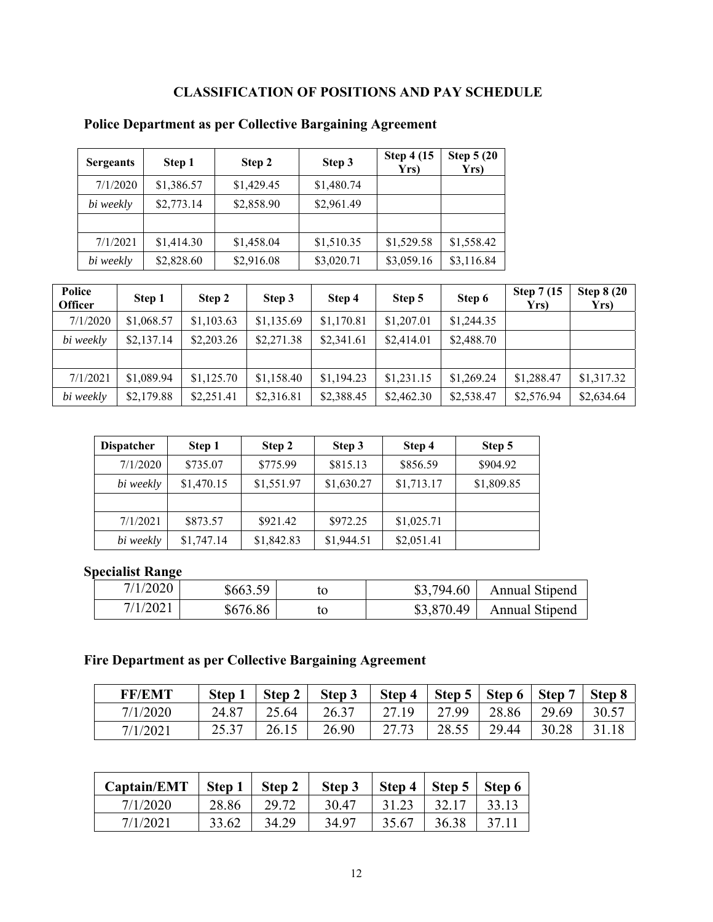# CLASSIFICATION OF POSITIONS AND PAY SCHEDULE

## Police Department as per Collective Bargaining Agreement

| Sergeants | Step 1 | Step 2 | Step 3 | Step 4 (15 Yrs) | Step 5 (20 Yrs) |
|---|---|---|---|---|---|
| 7/1/2020 | $1,386.57 | $1,429.45 | $1,480.74 | | |
| *bi weekly* | $2,773.14 | $2,858.90 | $2,961.49 | | |
| | | | | | |
| 7/1/2021 | $1,414.30 | $1,458.04 | $1,510.35 | $1,529.58 | $1,558.42 |
| *bi weekly* | $2,828.60 | $2,916.08 | $3,020.71 | $3,059.16 | $3,116.84 |

| Police Officer | Step 1 | Step 2 | Step 3 | Step 4 | Step 5 | Step 6 | Step 7 (15 Yrs) | Step 8 (20 Yrs) |
|---|---|---|---|---|---|---|---|---|
| 7/1/2020 | $1,068.57 | $1,103.63 | $1,135.69 | $1,170.81 | $1,207.01 | $1,244.35 | | |
| *bi weekly* | $2,137.14 | $2,203.26 | $2,271.38 | $2,341.61 | $2,414.01 | $2,488.70 | | |
| | | | | | | | | |
| 7/1/2021 | $1,089.94 | $1,125.70 | $1,158.40 | $1,194.23 | $1,231.15 | $1,269.24 | $1,288.47 | $1,317.32 |
| *bi weekly* | $2,179.88 | $2,251.41 | $2,316.81 | $2,388.45 | $2,462.30 | $2,538.47 | $2,576.94 | $2,634.64 |

| Dispatcher | Step 1 | Step 2 | Step 3 | Step 4 | Step 5 |
|---|---|---|---|---|---|
| 7/1/2020 | $735.07 | $775.99 | $815.13 | $856.59 | $904.92 |
| *bi weekly* | $1,470.15 | $1,551.97 | $1,630.27 | $1,713.17 | $1,809.85 |
| | | | | | |
| 7/1/2021 | $873.57 | $921.42 | $972.25 | $1,025.71 | |
| *bi weekly* | $1,747.14 | $1,842.83 | $1,944.51 | $2,051.41 | |

### Specialist Range

| | | | | |
|---|---|---|---|---|
| 7/1/2020 | $663.59 | to | $3,794.60 | Annual Stipend |
| 7/1/2021 | $676.86 | to | $3,870.49 | Annual Stipend |

## Fire Department as per Collective Bargaining Agreement

| FF/EMT | Step 1 | Step 2 | Step 3 | Step 4 | Step 5 | Step 6 | Step 7 | Step 8 |
|---|---|---|---|---|---|---|---|---|
| 7/1/2020 | 24.87 | 25.64 | 26.37 | 27.19 | 27.99 | 28.86 | 29.69 | 30.57 |
| 7/1/2021 | 25.37 | 26.15 | 26.90 | 27.73 | 28.55 | 29.44 | 30.28 | 31.18 |

| Captain/EMT | Step 1 | Step 2 | Step 3 | Step 4 | Step 5 | Step 6 |
|---|---|---|---|---|---|---|
| 7/1/2020 | 28.86 | 29.72 | 30.47 | 31.23 | 32.17 | 33.13 |
| 7/1/2021 | 33.62 | 34.29 | 34.97 | 35.67 | 36.38 | 37.11 |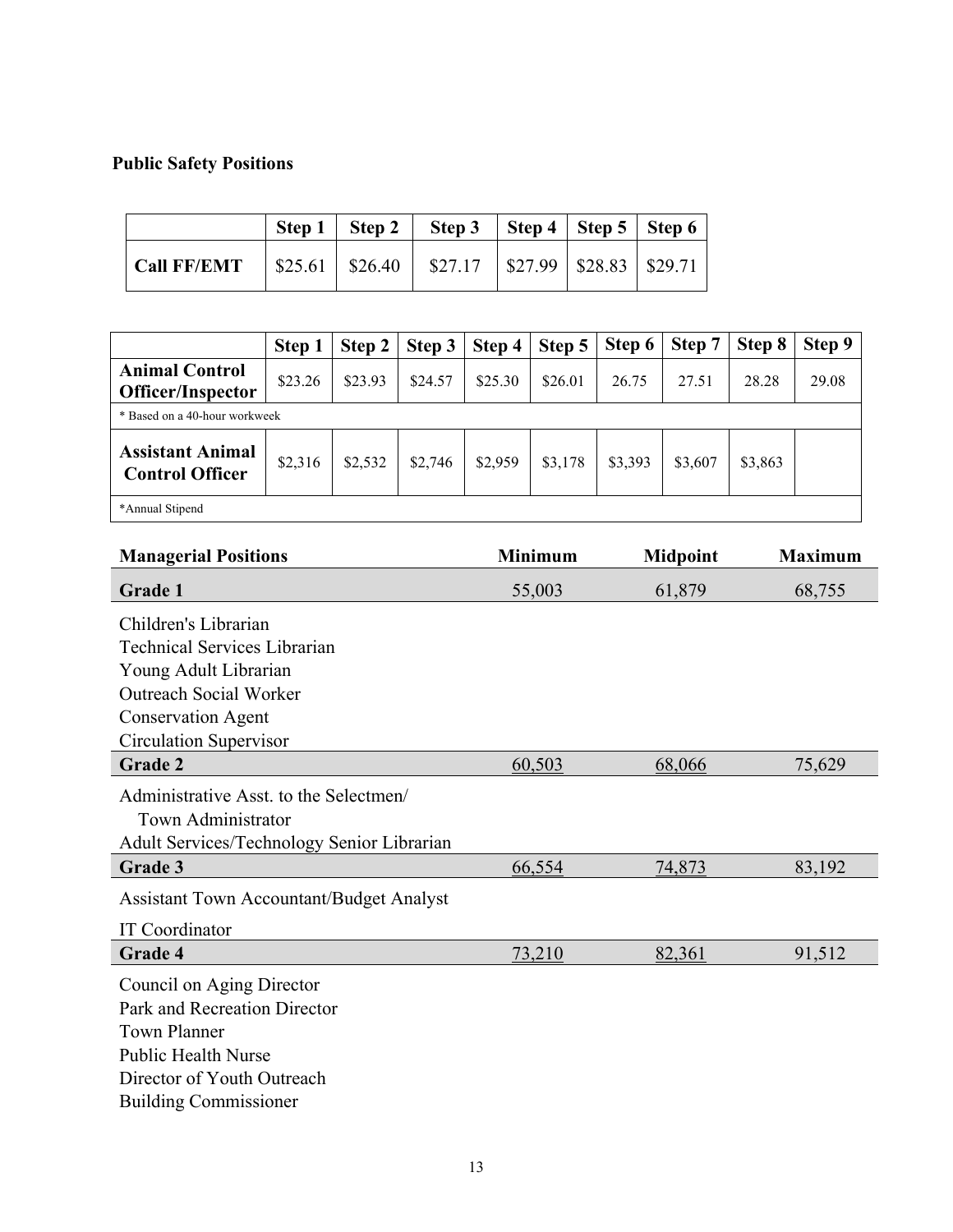**Public Safety Positions**

| | Step 1 | Step 2 | Step 3 | Step 4 | Step 5 | Step 6 |
|---|---|---|---|---|---|---|
| **Call FF/EMT** | $25.61 | $26.40 | $27.17 | $27.99 | $28.83 | $29.71 |

| | Step 1 | Step 2 | Step 3 | Step 4 | Step 5 | Step 6 | Step 7 | Step 8 | Step 9 |
|---|---|---|---|---|---|---|---|---|---|
| **Animal Control Officer/Inspector** | $23.26 | $23.93 | $24.57 | $25.30 | $26.01 | 26.75 | 27.51 | 28.28 | 29.08 |
| * Based on a 40-hour workweek | | | | | | | | | |
| **Assistant Animal Control Officer** | $2,316 | $2,532 | $2,746 | $2,959 | $3,178 | $3,393 | $3,607 | $3,863 | |
| *Annual Stipend | | | | | | | | | |

| **Managerial Positions** | **Minimum** | **Midpoint** | **Maximum** |
|---|---|---|---|
| **Grade 1** | 55,003 | 61,879 | 68,755 |
| Children's Librarian | | | |
| Technical Services Librarian | | | |
| Young Adult Librarian | | | |
| Outreach Social Worker | | | |
| Conservation Agent | | | |
| Circulation Supervisor | | | |
| **Grade 2** | 60,503 | 68,066 | 75,629 |
| Administrative Asst. to the Selectmen/ Town Administrator | | | |
| Adult Services/Technology Senior Librarian | | | |
| **Grade 3** | 66,554 | 74,873 | 83,192 |
| Assistant Town Accountant/Budget Analyst | | | |
| IT Coordinator | | | |
| **Grade 4** | 73,210 | 82,361 | 91,512 |
| Council on Aging Director | | | |
| Park and Recreation Director | | | |
| Town Planner | | | |
| Public Health Nurse | | | |
| Director of Youth Outreach | | | |
| Building Commissioner | | | |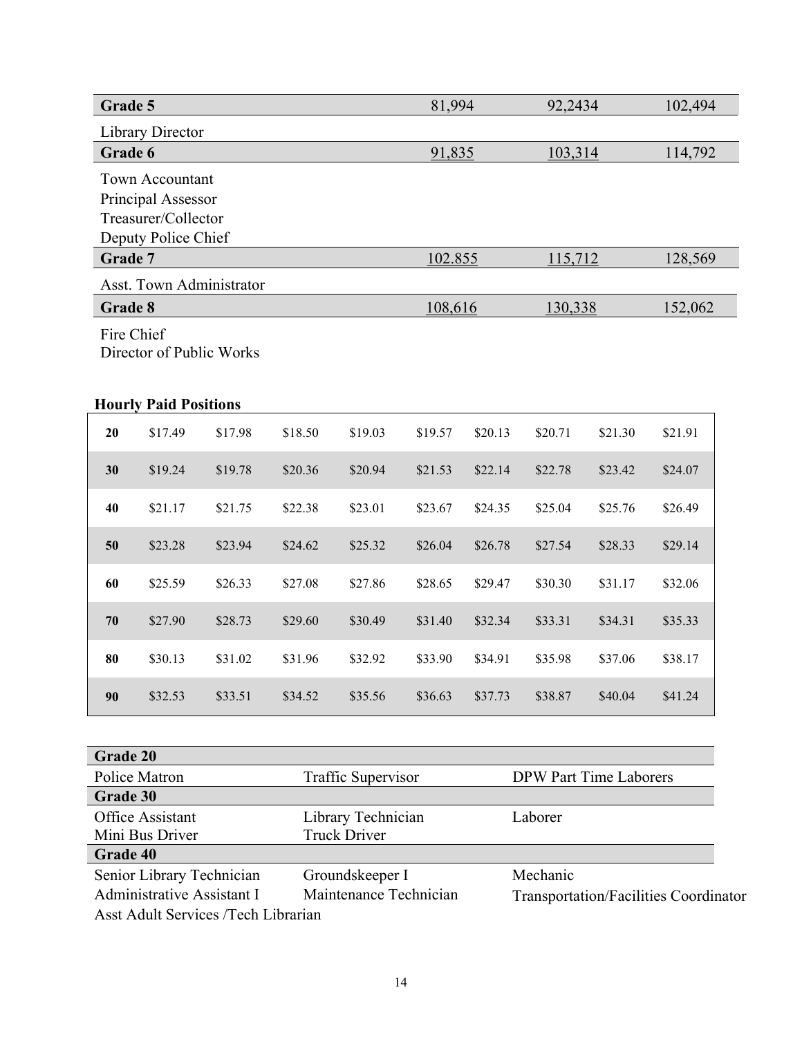| Grade 5 | 81,994 | 92,2434 | 102,494 |
|---|---|---|---|
| Library Director | | | |
| **Grade 6** | 91,835 | 103,314 | 114,792 |
| Town Accountant<br>Principal Assessor<br>Treasurer/Collector<br>Deputy Police Chief | | | |
| **Grade 7** | 102.855 | 115,712 | 128,569 |
| Asst. Town Administrator | | | |
| **Grade 8** | 108,616 | 130,338 | 152,062 |
| Fire Chief<br>Director of Public Works | | | |

**Hourly Paid Positions**

| | | | | | | | | | |
|---|---|---|---|---|---|---|---|---|---|
| **20** | $17.49 | $17.98 | $18.50 | $19.03 | $19.57 | $20.13 | $20.71 | $21.30 | $21.91 |
| **30** | $19.24 | $19.78 | $20.36 | $20.94 | $21.53 | $22.14 | $22.78 | $23.42 | $24.07 |
| **40** | $21.17 | $21.75 | $22.38 | $23.01 | $23.67 | $24.35 | $25.04 | $25.76 | $26.49 |
| **50** | $23.28 | $23.94 | $24.62 | $25.32 | $26.04 | $26.78 | $27.54 | $28.33 | $29.14 |
| **60** | $25.59 | $26.33 | $27.08 | $27.86 | $28.65 | $29.47 | $30.30 | $31.17 | $32.06 |
| **70** | $27.90 | $28.73 | $29.60 | $30.49 | $31.40 | $32.34 | $33.31 | $34.31 | $35.33 |
| **80** | $30.13 | $31.02 | $31.96 | $32.92 | $33.90 | $34.91 | $35.98 | $37.06 | $38.17 |
| **90** | $32.53 | $33.51 | $34.52 | $35.56 | $36.63 | $37.73 | $38.87 | $40.04 | $41.24 |

| Grade 20 | | |
|---|---|---|
| Police Matron | Traffic Supervisor | DPW Part Time Laborers |
| **Grade 30** | | |
| Office Assistant<br>Mini Bus Driver | Library Technician<br>Truck Driver | Laborer |
| **Grade 40** | | |
| Senior Library Technician<br>Administrative Assistant I<br>Asst Adult Services /Tech Librarian | Groundskeeper I<br>Maintenance Technician | Mechanic<br>Transportation/Facilities Coordinator |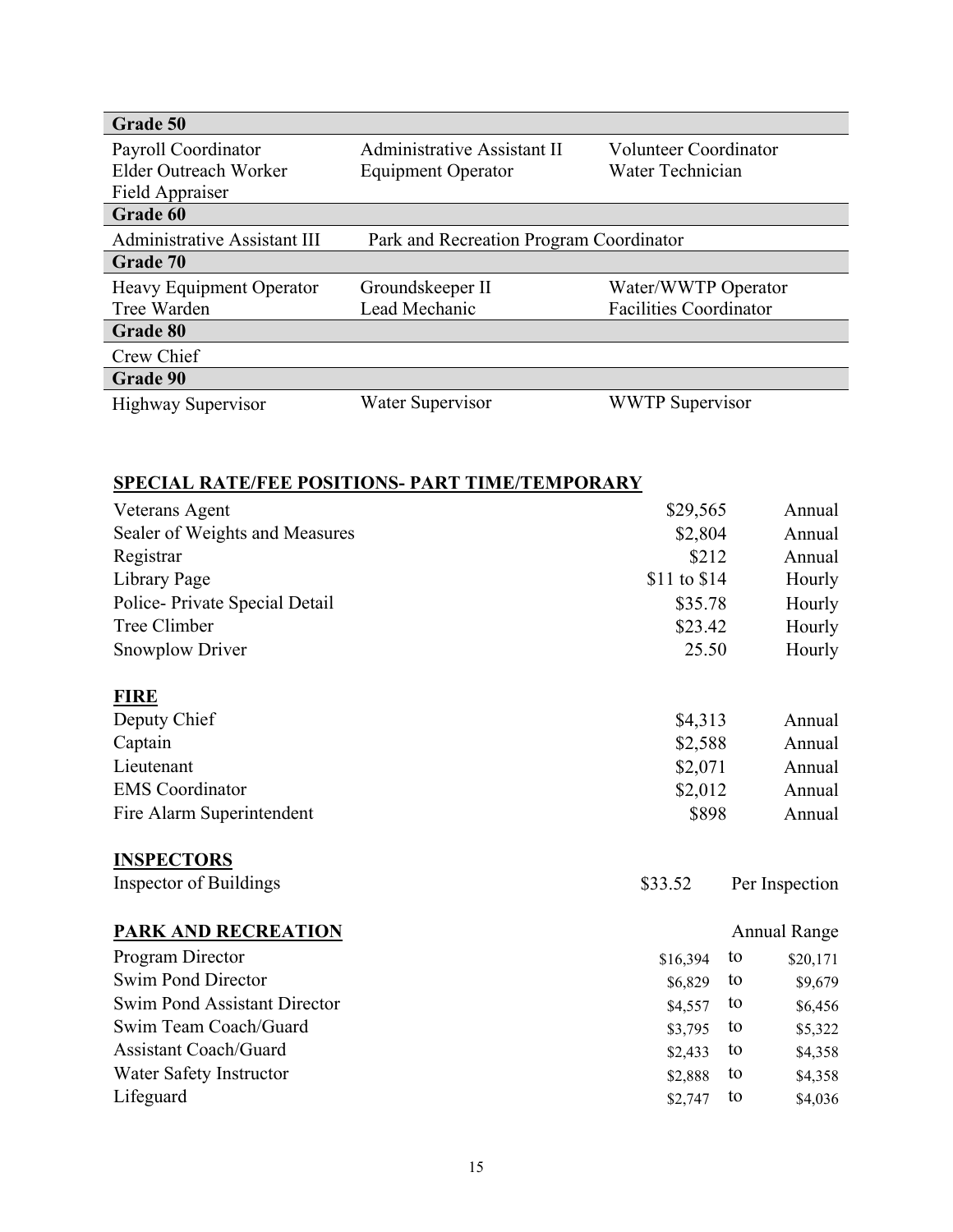| Grade 50 | | |
|---|---|---|
| Payroll Coordinator | Administrative Assistant II | Volunteer Coordinator |
| Elder Outreach Worker | Equipment Operator | Water Technician |
| Field Appraiser | | |
| **Grade 60** | | |
| Administrative Assistant III | Park and Recreation Program Coordinator | |
| **Grade 70** | | |
| Heavy Equipment Operator | Groundskeeper II | Water/WWTP Operator |
| Tree Warden | Lead Mechanic | Facilities Coordinator |
| **Grade 80** | | |
| Crew Chief | | |
| **Grade 90** | | |
| Highway Supervisor | Water Supervisor | WWTP Supervisor |

## SPECIAL RATE/FEE POSITIONS- PART TIME/TEMPORARY

| | | |
|---|---|---|
| Veterans Agent | $29,565 | Annual |
| Sealer of Weights and Measures | $2,804 | Annual |
| Registrar | $212 | Annual |
| Library Page | $11 to $14 | Hourly |
| Police- Private Special Detail | $35.78 | Hourly |
| Tree Climber | $23.42 | Hourly |
| Snowplow Driver | 25.50 | Hourly |

## FIRE

| | | |
|---|---|---|
| Deputy Chief | $4,313 | Annual |
| Captain | $2,588 | Annual |
| Lieutenant | $2,071 | Annual |
| EMS Coordinator | $2,012 | Annual |
| Fire Alarm Superintendent | $898 | Annual |

## INSPECTORS

| | | |
|---|---|---|
| Inspector of Buildings | $33.52 | Per Inspection |

## PARK AND RECREATION

| | Annual Range | | |
|---|---|---|---|
| Program Director | $16,394 | to | $20,171 |
| Swim Pond Director | $6,829 | to | $9,679 |
| Swim Pond Assistant Director | $4,557 | to | $6,456 |
| Swim Team Coach/Guard | $3,795 | to | $5,322 |
| Assistant Coach/Guard | $2,433 | to | $4,358 |
| Water Safety Instructor | $2,888 | to | $4,358 |
| Lifeguard | $2,747 | to | $4,036 |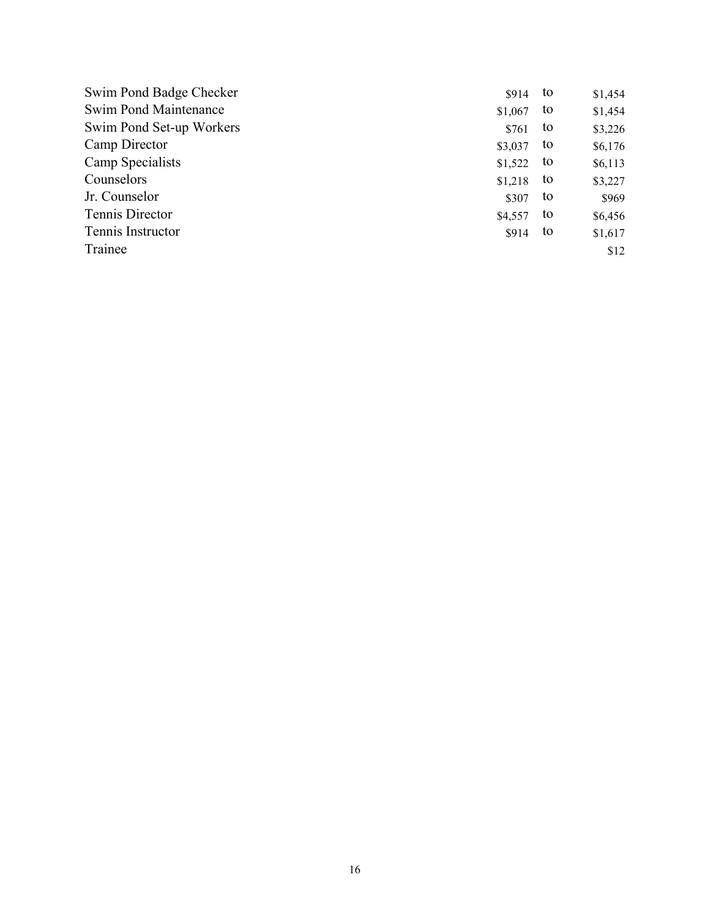| | | | |
|---|---|---|---|
| Swim Pond Badge Checker | $914 | to | $1,454 |
| Swim Pond Maintenance | $1,067 | to | $1,454 |
| Swim Pond Set-up Workers | $761 | to | $3,226 |
| Camp Director | $3,037 | to | $6,176 |
| Camp Specialists | $1,522 | to | $6,113 |
| Counselors | $1,218 | to | $3,227 |
| Jr. Counselor | $307 | to | $969 |
| Tennis Director | $4,557 | to | $6,456 |
| Tennis Instructor | $914 | to | $1,617 |
| Trainee | | | $12 |